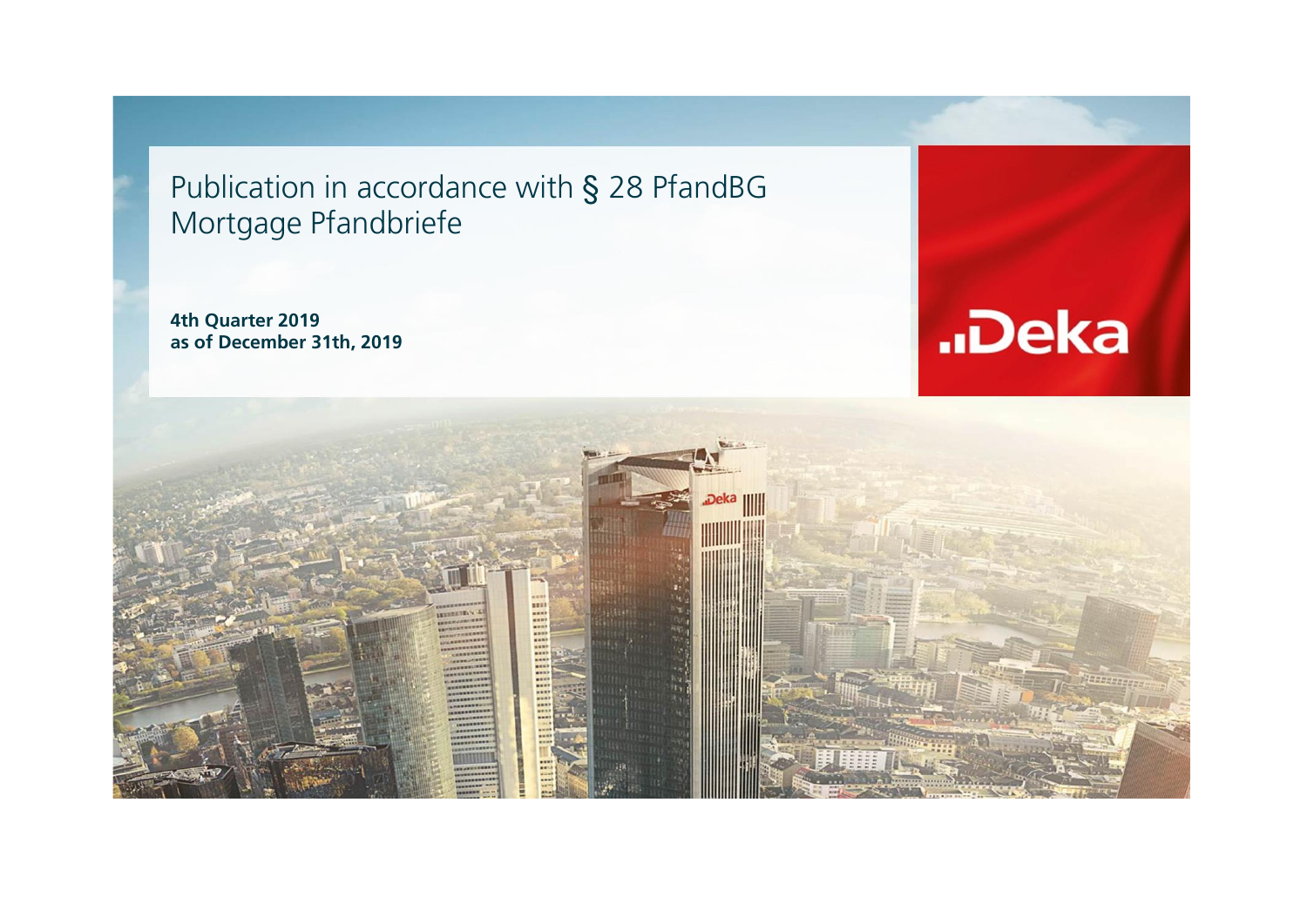# Publication in accordance with § 28 PfandBG
# Mortgage Pfandbriefe

**4th Quarter 2019**
**as of December 31th, 2019**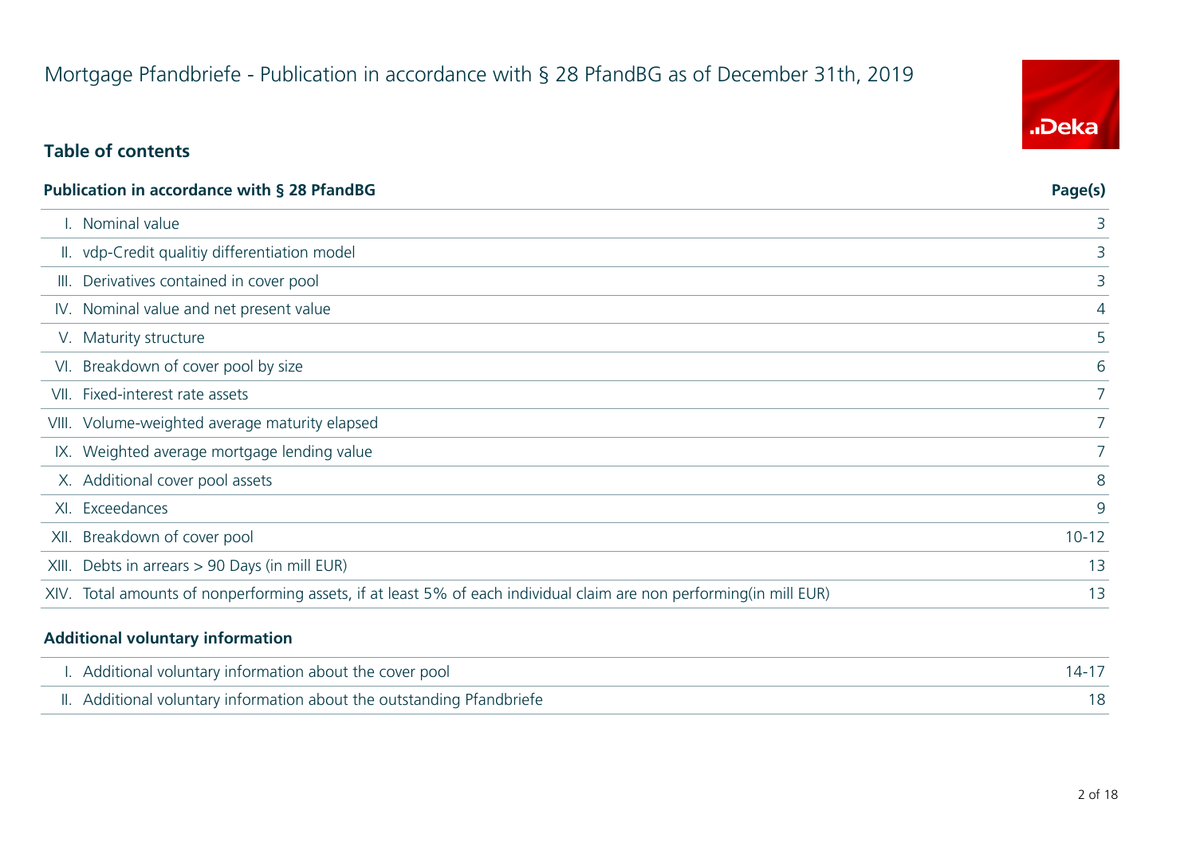# Mortgage Pfandbriefe - Publication in accordance with § 28 PfandBG as of December 31th, 2019

## Table of contents

| Publication in accordance with § 28 PfandBG | Page(s) |
|---|---|
| I. Nominal value | 3 |
| II. vdp-Credit qualitiy differentiation model | 3 |
| III. Derivatives contained in cover pool | 3 |
| IV. Nominal value and net present value | 4 |
| V. Maturity structure | 5 |
| VI. Breakdown of cover pool by size | 6 |
| VII. Fixed-interest rate assets | 7 |
| VIII. Volume-weighted average maturity elapsed | 7 |
| IX. Weighted average mortgage lending value | 7 |
| X. Additional cover pool assets | 8 |
| XI. Exceedances | 9 |
| XII. Breakdown of cover pool | 10-12 |
| XIII. Debts in arrears > 90 Days (in mill EUR) | 13 |
| XIV. Total amounts of nonperforming assets, if at least 5% of each individual claim are non performing(in mill EUR) | 13 |

| Additional voluntary information | |
|---|---|
| I. Additional voluntary information about the cover pool | 14-17 |
| II. Additional voluntary information about the outstanding Pfandbriefe | 18 |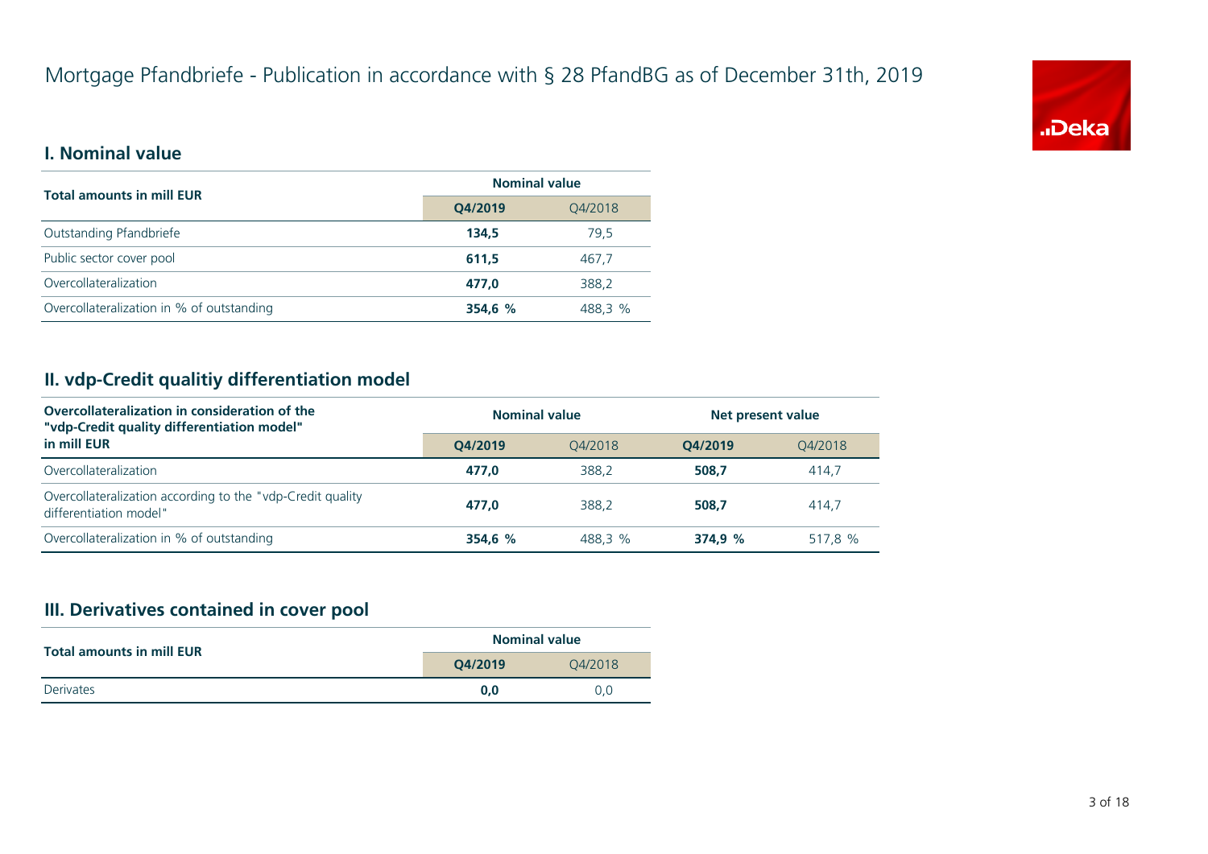# Mortgage Pfandbriefe - Publication in accordance with § 28 PfandBG as of December 31th, 2019

## I. Nominal value

| Total amounts in mill EUR | Nominal value | |
|---|---|---|
| | **Q4/2019** | Q4/2018 |
| Outstanding Pfandbriefe | **134,5** | 79,5 |
| Public sector cover pool | **611,5** | 467,7 |
| Overcollateralization | **477,0** | 388,2 |
| Overcollateralization in % of outstanding | **354,6 %** | 488,3 % |

## II. vdp-Credit qualitiy differentiation model

| Overcollateralization in consideration of the "vdp-Credit quality differentiation model" in mill EUR | Nominal value | | Net present value | |
|---|---|---|---|---|
| | **Q4/2019** | Q4/2018 | **Q4/2019** | Q4/2018 |
| Overcollateralization | **477,0** | 388,2 | **508,7** | 414,7 |
| Overcollateralization according to the "vdp-Credit quality differentiation model" | **477,0** | 388,2 | **508,7** | 414,7 |
| Overcollateralization in % of outstanding | **354,6 %** | 488,3 % | **374,9 %** | 517,8 % |

## III. Derivatives contained in cover pool

| Total amounts in mill EUR | Nominal value | |
|---|---|---|
| | **Q4/2019** | Q4/2018 |
| Derivates | **0,0** | 0,0 |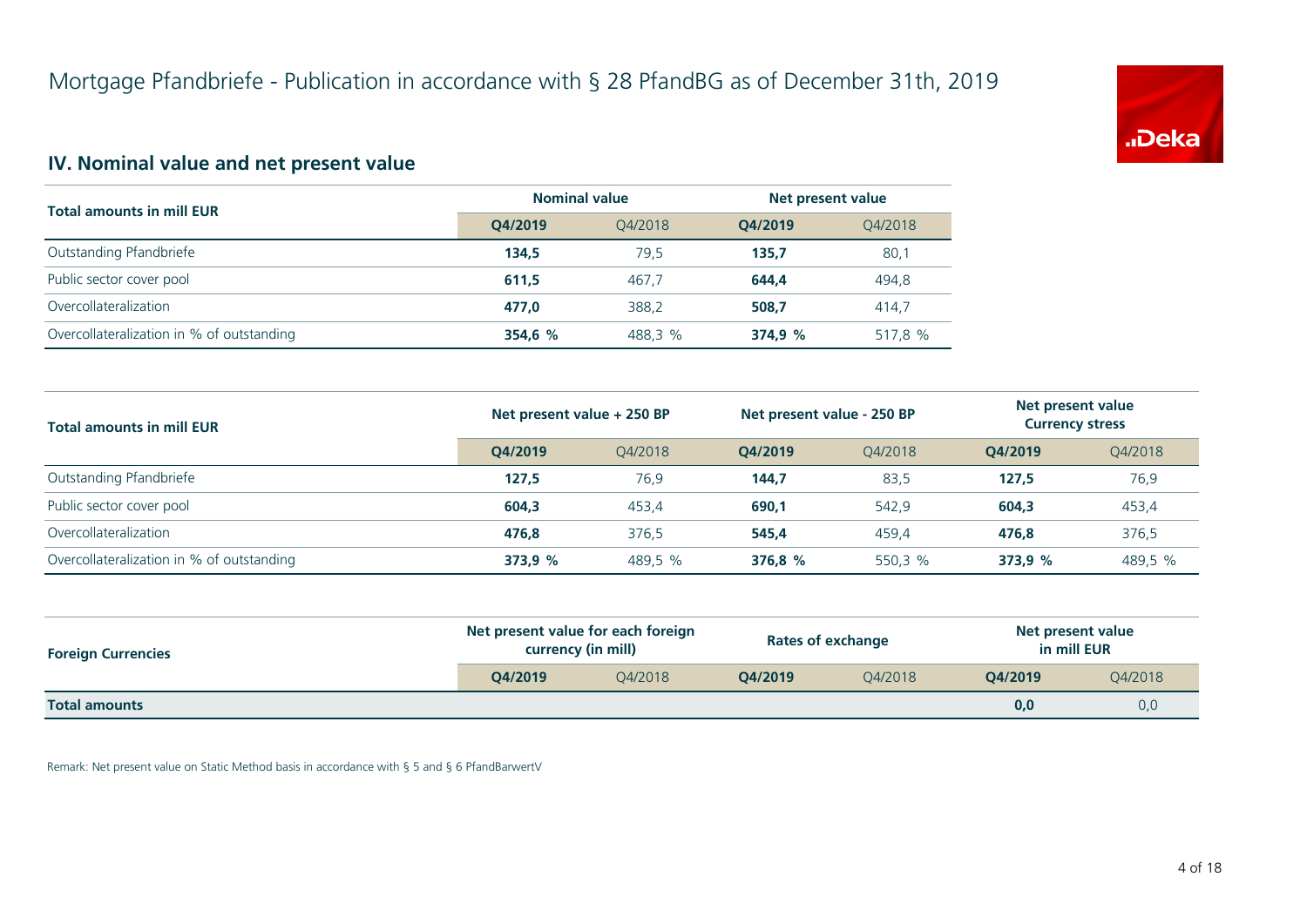# Mortgage Pfandbriefe - Publication in accordance with § 28 PfandBG as of December 31th, 2019

## IV. Nominal value and net present value

| Total amounts in mill EUR | Nominal value | | Net present value | |
|---|---|---|---|---|
| | **Q4/2019** | Q4/2018 | **Q4/2019** | Q4/2018 |
| Outstanding Pfandbriefe | **134,5** | 79,5 | **135,7** | 80,1 |
| Public sector cover pool | **611,5** | 467,7 | **644,4** | 494,8 |
| Overcollateralization | **477,0** | 388,2 | **508,7** | 414,7 |
| Overcollateralization in % of outstanding | **354,6 %** | 488,3 % | **374,9 %** | 517,8 % |

| Total amounts in mill EUR | Net present value + 250 BP | | Net present value - 250 BP | | Net present value Currency stress | |
|---|---|---|---|---|---|---|
| | **Q4/2019** | Q4/2018 | **Q4/2019** | Q4/2018 | **Q4/2019** | Q4/2018 |
| Outstanding Pfandbriefe | **127,5** | 76,9 | **144,7** | 83,5 | **127,5** | 76,9 |
| Public sector cover pool | **604,3** | 453,4 | **690,1** | 542,9 | **604,3** | 453,4 |
| Overcollateralization | **476,8** | 376,5 | **545,4** | 459,4 | **476,8** | 376,5 |
| Overcollateralization in % of outstanding | **373,9 %** | 489,5 % | **376,8 %** | 550,3 % | **373,9 %** | 489,5 % |

| Foreign Currencies | Net present value for each foreign currency (in mill) | | Rates of exchange | | Net present value in mill EUR | |
|---|---|---|---|---|---|---|
| | **Q4/2019** | Q4/2018 | **Q4/2019** | Q4/2018 | **Q4/2019** | Q4/2018 |
| **Total amounts** | | | | | **0,0** | 0,0 |

Remark: Net present value on Static Method basis in accordance with § 5 and § 6 PfandBarwertV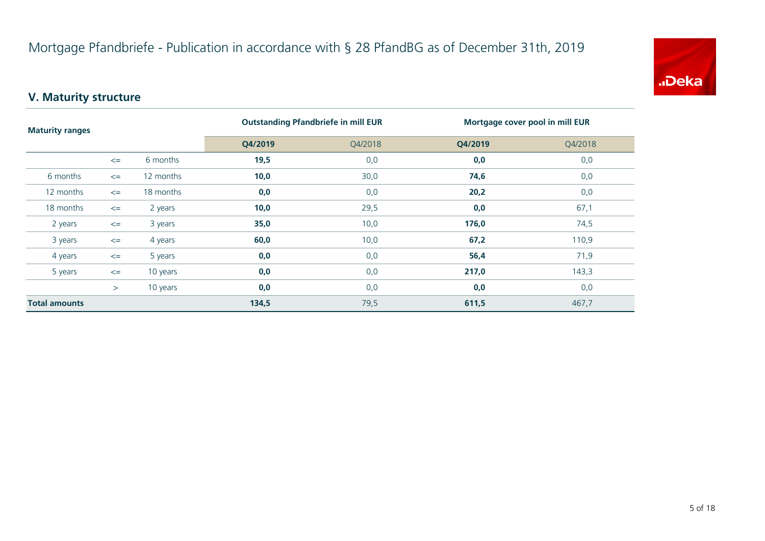# Mortgage Pfandbriefe - Publication in accordance with § 28 PfandBG as of December 31th, 2019

## V. Maturity structure

| Maturity ranges | | | Outstanding Pfandbriefe in mill EUR | | Mortgage cover pool in mill EUR | |
|---|---|---|---|---|---|---|
| | | | **Q4/2019** | Q4/2018 | **Q4/2019** | Q4/2018 |
| | <= | 6 months | **19,5** | 0,0 | **0,0** | 0,0 |
| 6 months | <= | 12 months | **10,0** | 30,0 | **74,6** | 0,0 |
| 12 months | <= | 18 months | **0,0** | 0,0 | **20,2** | 0,0 |
| 18 months | <= | 2 years | **10,0** | 29,5 | **0,0** | 67,1 |
| 2 years | <= | 3 years | **35,0** | 10,0 | **176,0** | 74,5 |
| 3 years | <= | 4 years | **60,0** | 10,0 | **67,2** | 110,9 |
| 4 years | <= | 5 years | **0,0** | 0,0 | **56,4** | 71,9 |
| 5 years | <= | 10 years | **0,0** | 0,0 | **217,0** | 143,3 |
| | > | 10 years | **0,0** | 0,0 | **0,0** | 0,0 |
| **Total amounts** | | | **134,5** | 79,5 | **611,5** | 467,7 |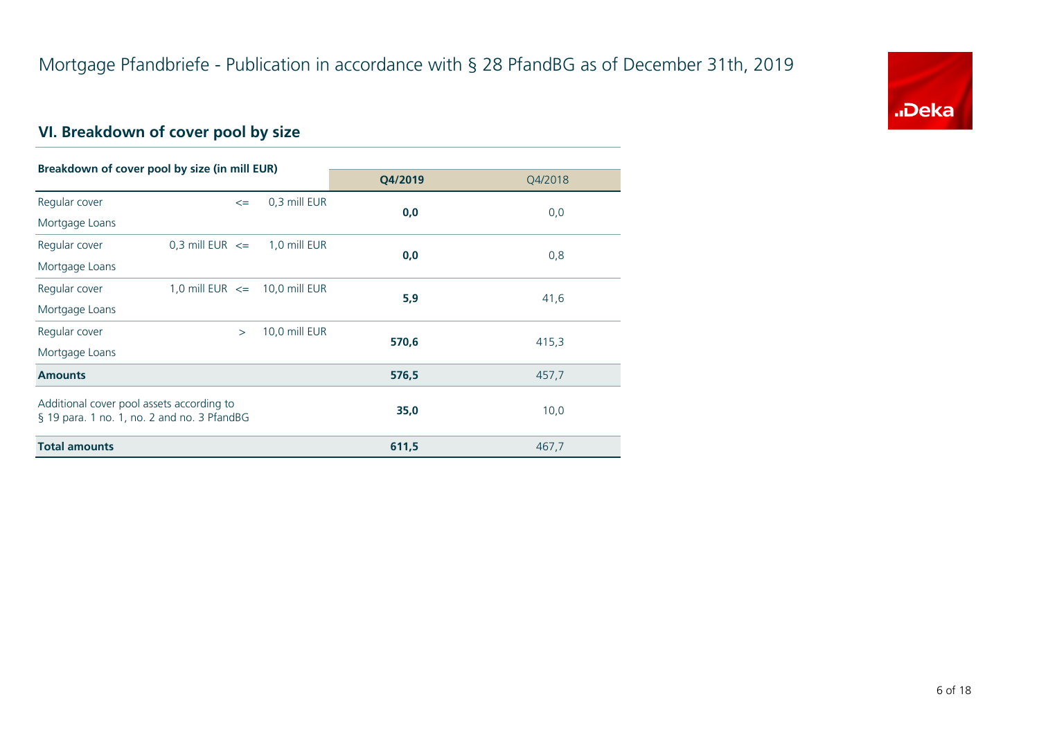# Mortgage Pfandbriefe - Publication in accordance with § 28 PfandBG as of December 31th, 2019

## VI. Breakdown of cover pool by size

| Breakdown of cover pool by size (in mill EUR) | | | | Q4/2019 | Q4/2018 |
|---|---|---|---|---|---|
| Regular cover Mortgage Loans | | <= | 0,3 mill EUR | **0,0** | 0,0 |
| Regular cover Mortgage Loans | 0,3 mill EUR | <= | 1,0 mill EUR | **0,0** | 0,8 |
| Regular cover Mortgage Loans | 1,0 mill EUR | <= | 10,0 mill EUR | **5,9** | 41,6 |
| Regular cover Mortgage Loans | | > | 10,0 mill EUR | **570,6** | 415,3 |
| **Amounts** | | | | **576,5** | 457,7 |
| Additional cover pool assets according to § 19 para. 1 no. 1, no. 2 and no. 3 PfandBG | | | | **35,0** | 10,0 |
| **Total amounts** | | | | **611,5** | 467,7 |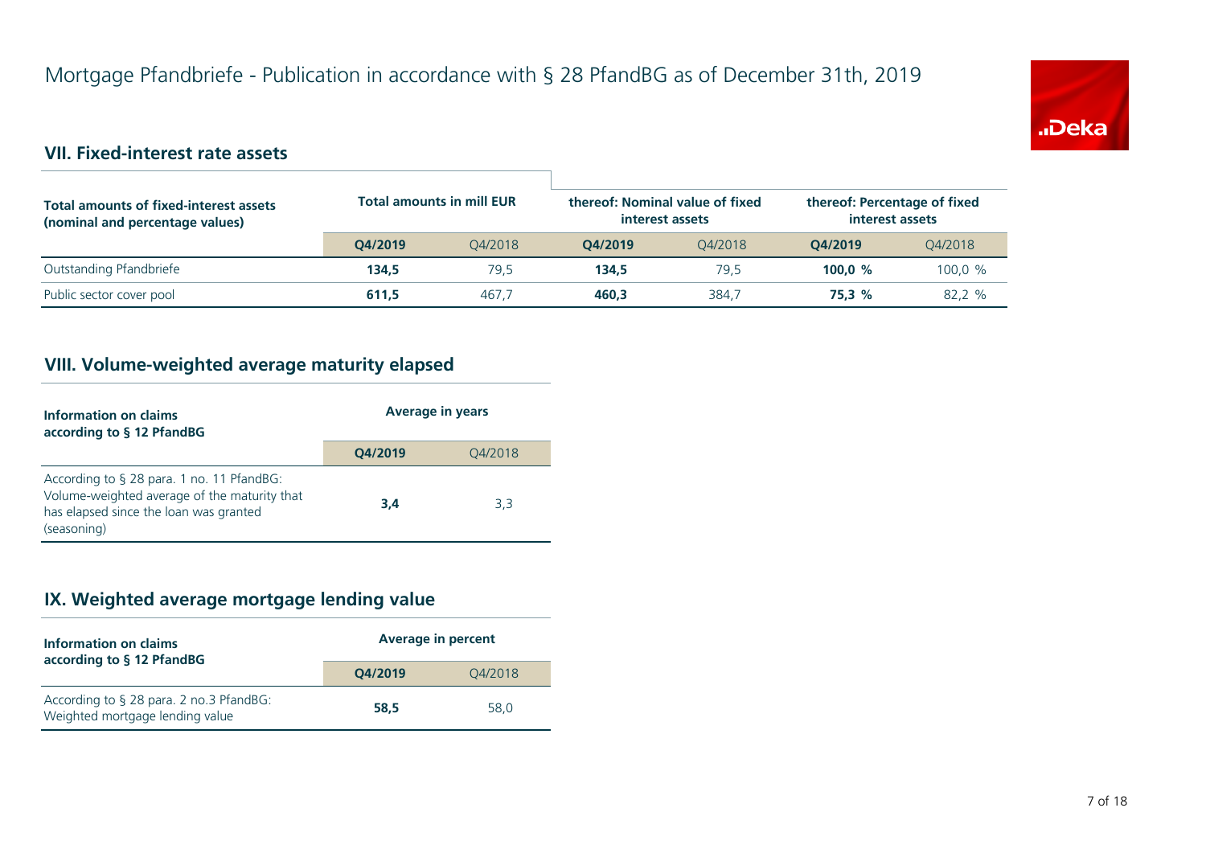# Mortgage Pfandbriefe - Publication in accordance with § 28 PfandBG as of December 31th, 2019

## VII. Fixed-interest rate assets

| Total amounts of fixed-interest assets (nominal and percentage values) | Total amounts in mill EUR | | thereof: Nominal value of fixed interest assets | | thereof: Percentage of fixed interest assets | |
|---|---|---|---|---|---|---|
| | **Q4/2019** | Q4/2018 | **Q4/2019** | Q4/2018 | **Q4/2019** | Q4/2018 |
| Outstanding Pfandbriefe | **134,5** | 79,5 | **134,5** | 79,5 | **100,0 %** | 100,0 % |
| Public sector cover pool | **611,5** | 467,7 | **460,3** | 384,7 | **75,3 %** | 82,2 % |

## VIII. Volume-weighted average maturity elapsed

| Information on claims according to § 12 PfandBG | Average in years | |
|---|---|---|
| | **Q4/2019** | Q4/2018 |
| According to § 28 para. 1 no. 11 PfandBG: Volume-weighted average of the maturity that has elapsed since the loan was granted (seasoning) | **3,4** | 3,3 |

## IX. Weighted average mortgage lending value

| Information on claims according to § 12 PfandBG | Average in percent | |
|---|---|---|
| | **Q4/2019** | Q4/2018 |
| According to § 28 para. 2 no.3 PfandBG: Weighted mortgage lending value | **58,5** | 58,0 |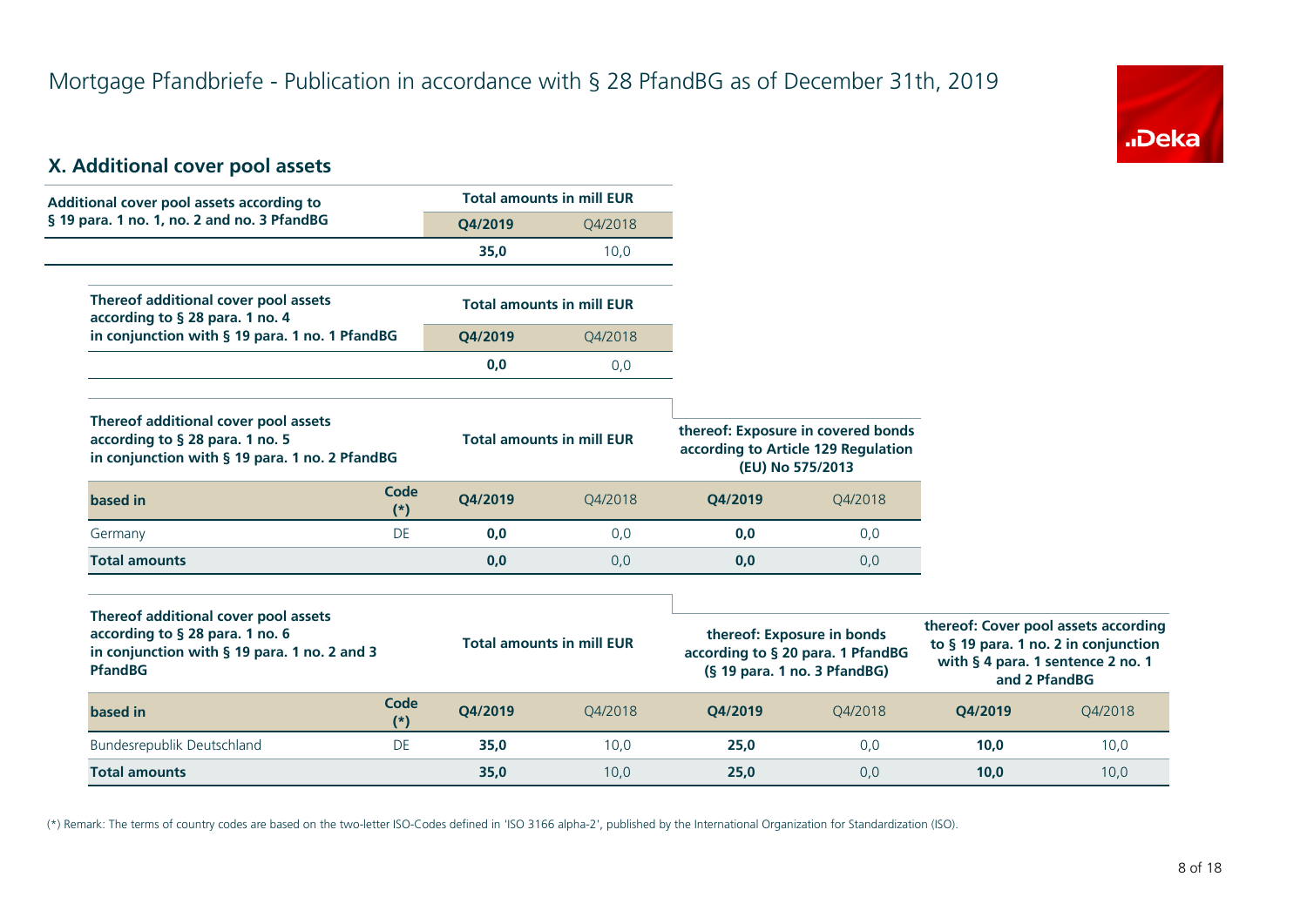# Mortgage Pfandbriefe - Publication in accordance with § 28 PfandBG as of December 31th, 2019

## X. Additional cover pool assets

| Additional cover pool assets according to § 19 para. 1 no. 1, no. 2 and no. 3 PfandBG | Total amounts in mill EUR | |
|---|---|---|
| | **Q4/2019** | Q4/2018 |
| | **35,0** | 10,0 |

| Thereof additional cover pool assets according to § 28 para. 1 no. 4 in conjunction with § 19 para. 1 no. 1 PfandBG | Total amounts in mill EUR | |
|---|---|---|
| | **Q4/2019** | Q4/2018 |
| | **0,0** | 0,0 |

| Thereof additional cover pool assets according to § 28 para. 1 no. 5 in conjunction with § 19 para. 1 no. 2 PfandBG | | Total amounts in mill EUR | | thereof: Exposure in covered bonds according to Article 129 Regulation (EU) No 575/2013 | |
|---|---|---|---|---|---|
| **based in** | **Code (*)** | **Q4/2019** | Q4/2018 | **Q4/2019** | Q4/2018 |
| Germany | DE | **0,0** | 0,0 | **0,0** | 0,0 |
| **Total amounts** | | **0,0** | 0,0 | **0,0** | 0,0 |

| Thereof additional cover pool assets according to § 28 para. 1 no. 6 in conjunction with § 19 para. 1 no. 2 and 3 PfandBG | | Total amounts in mill EUR | | thereof: Exposure in bonds according to § 20 para. 1 PfandBG (§ 19 para. 1 no. 3 PfandBG) | | thereof: Cover pool assets according to § 19 para. 1 no. 2 in conjunction with § 4 para. 1 sentence 2 no. 1 and 2 PfandBG | |
|---|---|---|---|---|---|---|---|
| **based in** | **Code (*)** | **Q4/2019** | Q4/2018 | **Q4/2019** | Q4/2018 | **Q4/2019** | Q4/2018 |
| Bundesrepublik Deutschland | DE | **35,0** | 10,0 | **25,0** | 0,0 | **10,0** | 10,0 |
| **Total amounts** | | **35,0** | 10,0 | **25,0** | 0,0 | **10,0** | 10,0 |

(*) Remark: The terms of country codes are based on the two-letter ISO-Codes defined in 'ISO 3166 alpha-2', published by the International Organization for Standardization (ISO).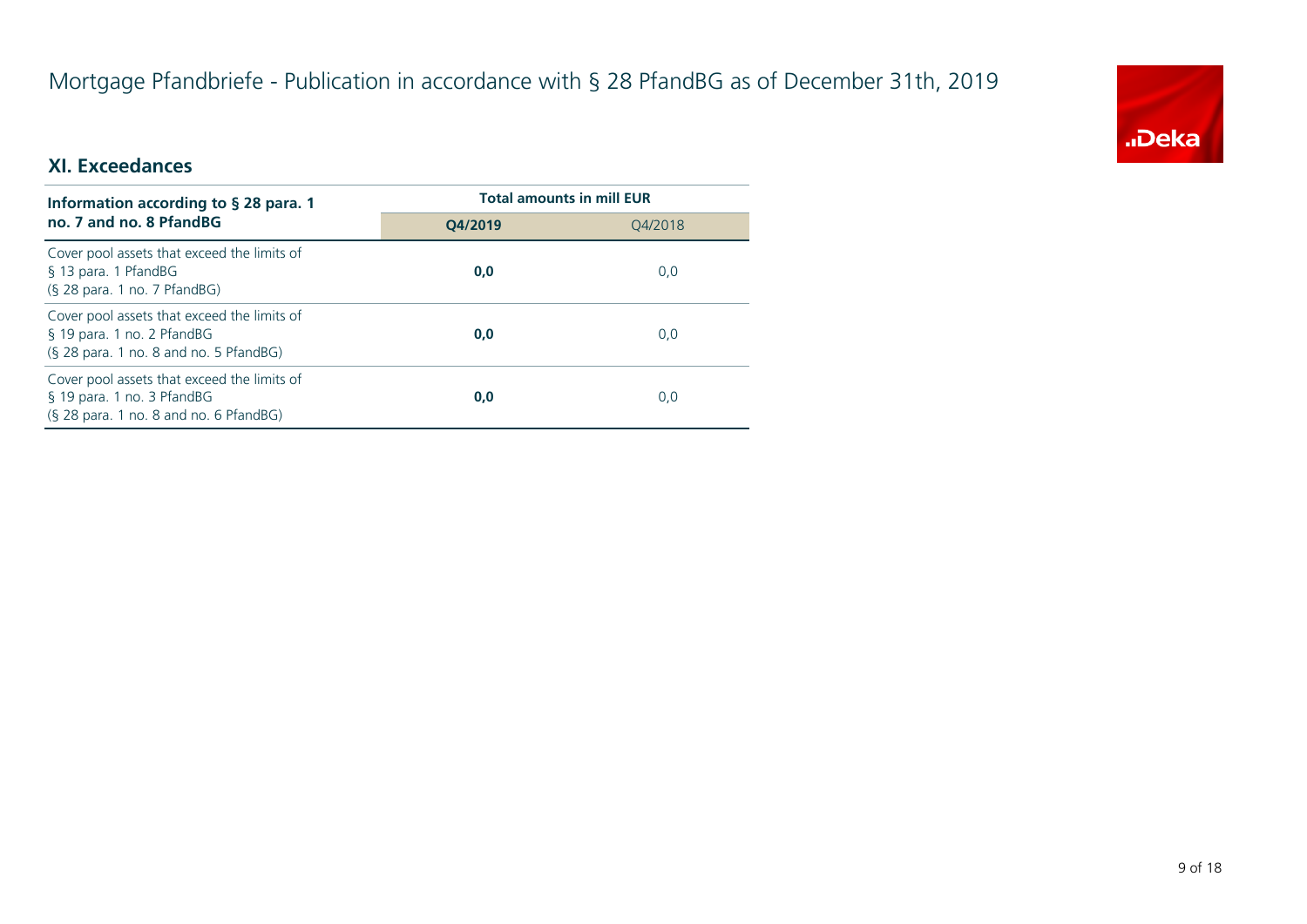# Mortgage Pfandbriefe - Publication in accordance with § 28 PfandBG as of December 31th, 2019

## XI. Exceedances

| Information according to § 28 para. 1 no. 7 and no. 8 PfandBG | Total amounts in mill EUR | |
|---|---|---|
| | **Q4/2019** | Q4/2018 |
| Cover pool assets that exceed the limits of § 13 para. 1 PfandBG (§ 28 para. 1 no. 7 PfandBG) | **0,0** | 0,0 |
| Cover pool assets that exceed the limits of § 19 para. 1 no. 2 PfandBG (§ 28 para. 1 no. 8 and no. 5 PfandBG) | **0,0** | 0,0 |
| Cover pool assets that exceed the limits of § 19 para. 1 no. 3 PfandBG (§ 28 para. 1 no. 8 and no. 6 PfandBG) | **0,0** | 0,0 |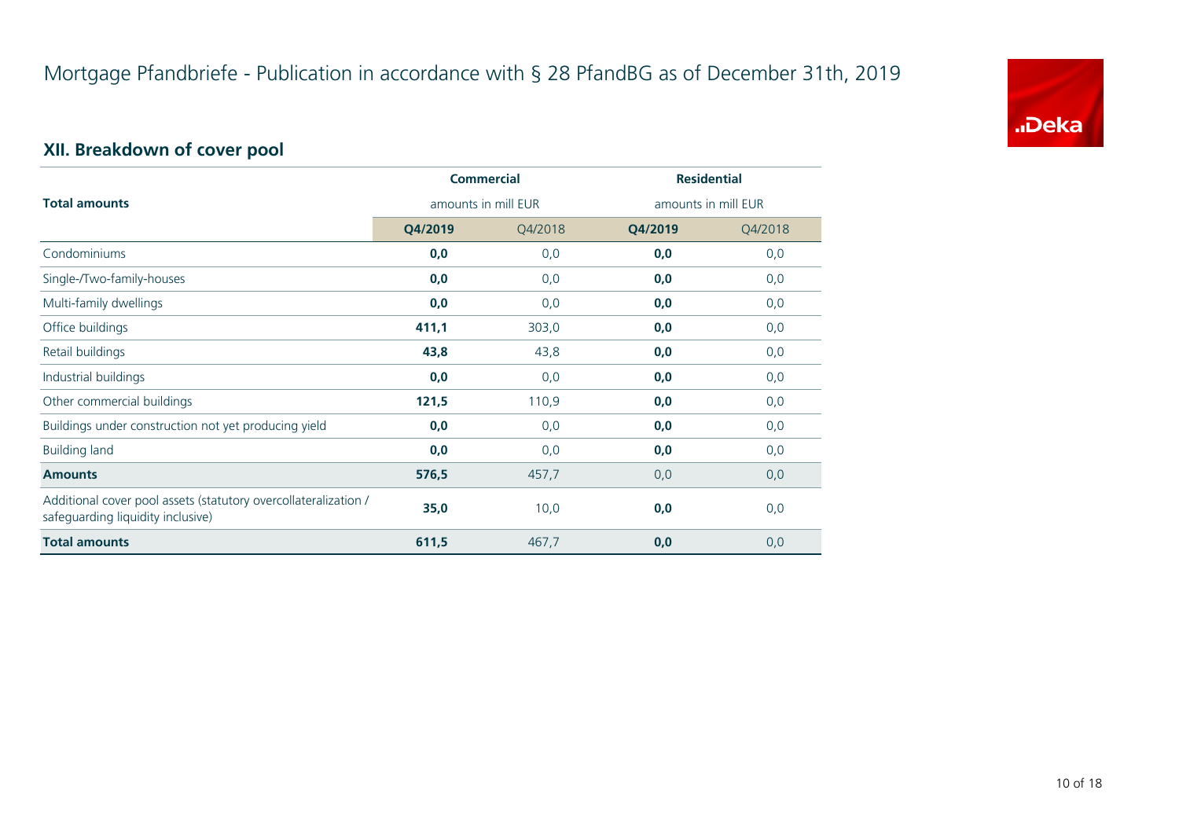# Mortgage Pfandbriefe - Publication in accordance with § 28 PfandBG as of December 31th, 2019

## XII. Breakdown of cover pool

| Total amounts | Commercial amounts in mill EUR | | Residential amounts in mill EUR | |
|---|---|---|---|---|
| | **Q4/2019** | Q4/2018 | **Q4/2019** | Q4/2018 |
| Condominiums | **0,0** | 0,0 | **0,0** | 0,0 |
| Single-/Two-family-houses | **0,0** | 0,0 | **0,0** | 0,0 |
| Multi-family dwellings | **0,0** | 0,0 | **0,0** | 0,0 |
| Office buildings | **411,1** | 303,0 | **0,0** | 0,0 |
| Retail buildings | **43,8** | 43,8 | **0,0** | 0,0 |
| Industrial buildings | **0,0** | 0,0 | **0,0** | 0,0 |
| Other commercial buildings | **121,5** | 110,9 | **0,0** | 0,0 |
| Buildings under construction not yet producing yield | **0,0** | 0,0 | **0,0** | 0,0 |
| Building land | **0,0** | 0,0 | **0,0** | 0,0 |
| **Amounts** | **576,5** | 457,7 | 0,0 | 0,0 |
| Additional cover pool assets (statutory overcollateralization / safeguarding liquidity inclusive) | **35,0** | 10,0 | **0,0** | 0,0 |
| **Total amounts** | **611,5** | 467,7 | **0,0** | 0,0 |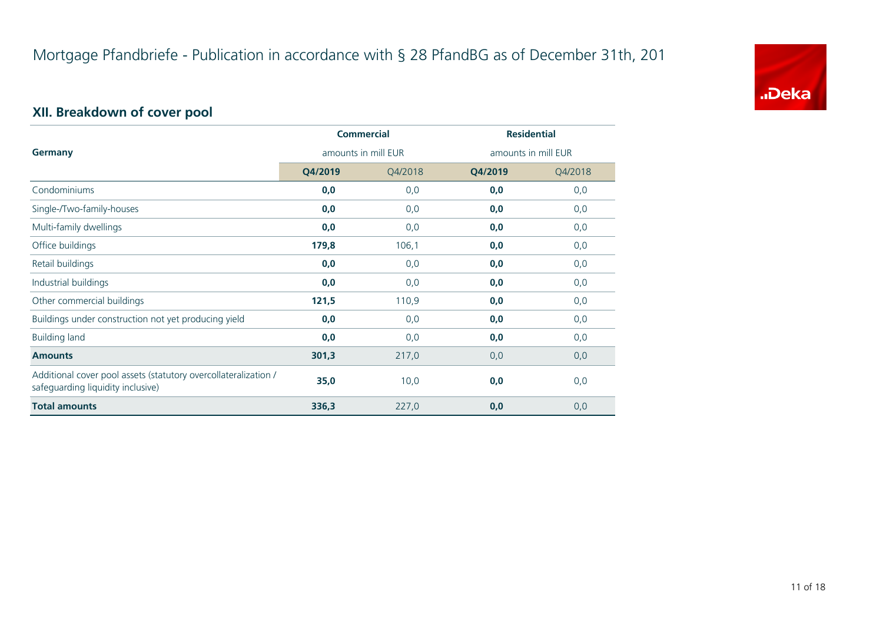# Mortgage Pfandbriefe - Publication in accordance with § 28 PfandBG as of December 31th, 201

## XII. Breakdown of cover pool

| Germany | Commercial amounts in mill EUR | | Residential amounts in mill EUR | |
|---|---|---|---|---|
| | **Q4/2019** | Q4/2018 | **Q4/2019** | Q4/2018 |
| Condominiums | **0,0** | 0,0 | **0,0** | 0,0 |
| Single-/Two-family-houses | **0,0** | 0,0 | **0,0** | 0,0 |
| Multi-family dwellings | **0,0** | 0,0 | **0,0** | 0,0 |
| Office buildings | **179,8** | 106,1 | **0,0** | 0,0 |
| Retail buildings | **0,0** | 0,0 | **0,0** | 0,0 |
| Industrial buildings | **0,0** | 0,0 | **0,0** | 0,0 |
| Other commercial buildings | **121,5** | 110,9 | **0,0** | 0,0 |
| Buildings under construction not yet producing yield | **0,0** | 0,0 | **0,0** | 0,0 |
| Building land | **0,0** | 0,0 | **0,0** | 0,0 |
| **Amounts** | **301,3** | 217,0 | 0,0 | 0,0 |
| Additional cover pool assets (statutory overcollateralization / safeguarding liquidity inclusive) | **35,0** | 10,0 | **0,0** | 0,0 |
| **Total amounts** | **336,3** | 227,0 | **0,0** | 0,0 |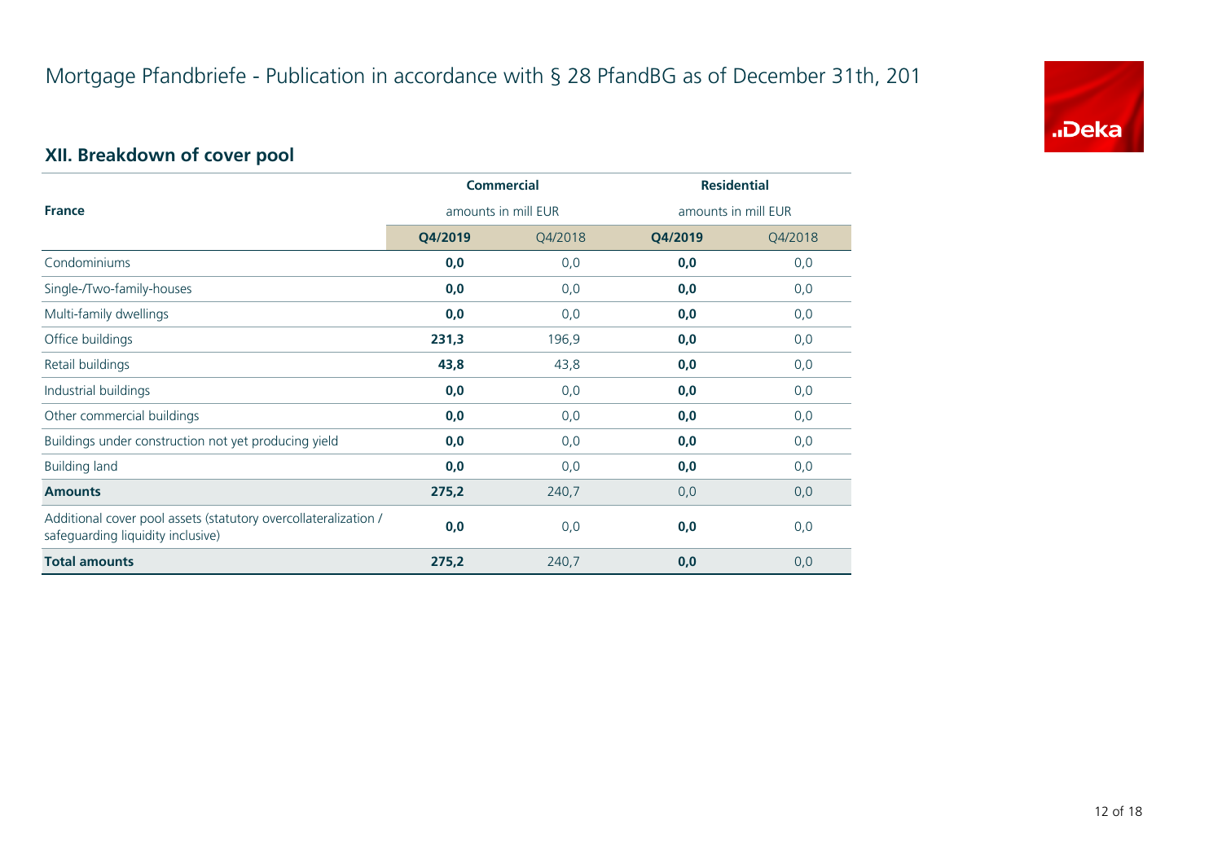# Mortgage Pfandbriefe - Publication in accordance with § 28 PfandBG as of December 31th, 201

## XII. Breakdown of cover pool

| France | Commercial amounts in mill EUR | | Residential amounts in mill EUR | |
|---|---|---|---|---|
| | **Q4/2019** | Q4/2018 | **Q4/2019** | Q4/2018 |
| Condominiums | **0,0** | 0,0 | **0,0** | 0,0 |
| Single-/Two-family-houses | **0,0** | 0,0 | **0,0** | 0,0 |
| Multi-family dwellings | **0,0** | 0,0 | **0,0** | 0,0 |
| Office buildings | **231,3** | 196,9 | **0,0** | 0,0 |
| Retail buildings | **43,8** | 43,8 | **0,0** | 0,0 |
| Industrial buildings | **0,0** | 0,0 | **0,0** | 0,0 |
| Other commercial buildings | **0,0** | 0,0 | **0,0** | 0,0 |
| Buildings under construction not yet producing yield | **0,0** | 0,0 | **0,0** | 0,0 |
| Building land | **0,0** | 0,0 | **0,0** | 0,0 |
| **Amounts** | **275,2** | 240,7 | 0,0 | 0,0 |
| Additional cover pool assets (statutory overcollateralization / safeguarding liquidity inclusive) | **0,0** | 0,0 | **0,0** | 0,0 |
| **Total amounts** | **275,2** | 240,7 | **0,0** | 0,0 |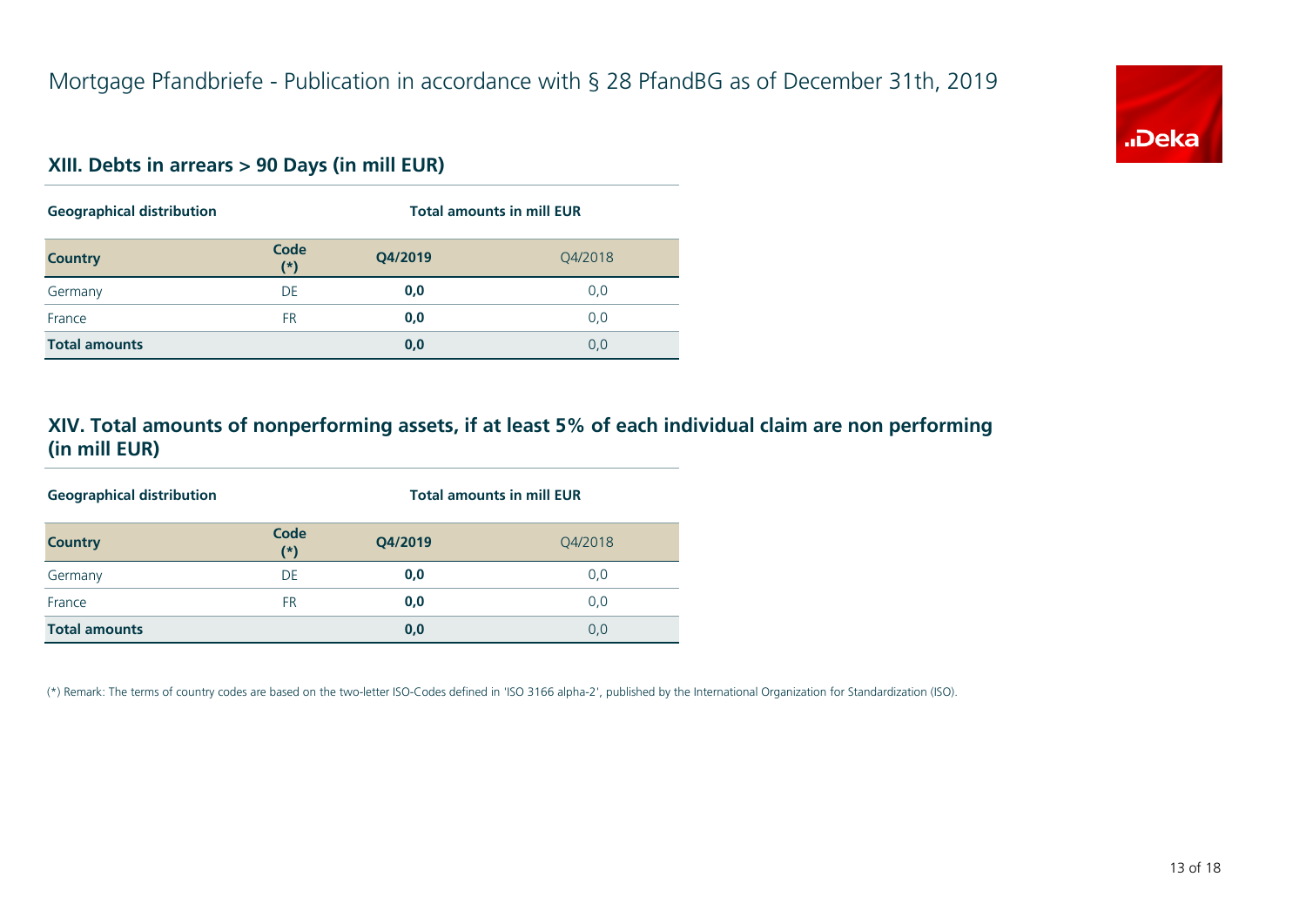# Mortgage Pfandbriefe - Publication in accordance with § 28 PfandBG as of December 31th, 2019

## XIII. Debts in arrears > 90 Days (in mill EUR)

| Geographical distribution | | Total amounts in mill EUR | |
|---|---|---|---|
| **Country** | **Code (*)** | **Q4/2019** | Q4/2018 |
| Germany | DE | **0,0** | 0,0 |
| France | FR | **0,0** | 0,0 |
| **Total amounts** | | **0,0** | 0,0 |

## XIV. Total amounts of nonperforming assets, if at least 5% of each individual claim are non performing (in mill EUR)

| Geographical distribution | | Total amounts in mill EUR | |
|---|---|---|---|
| **Country** | **Code (*)** | **Q4/2019** | Q4/2018 |
| Germany | DE | **0,0** | 0,0 |
| France | FR | **0,0** | 0,0 |
| **Total amounts** | | **0,0** | 0,0 |

(*) Remark: The terms of country codes are based on the two-letter ISO-Codes defined in 'ISO 3166 alpha-2', published by the International Organization for Standardization (ISO).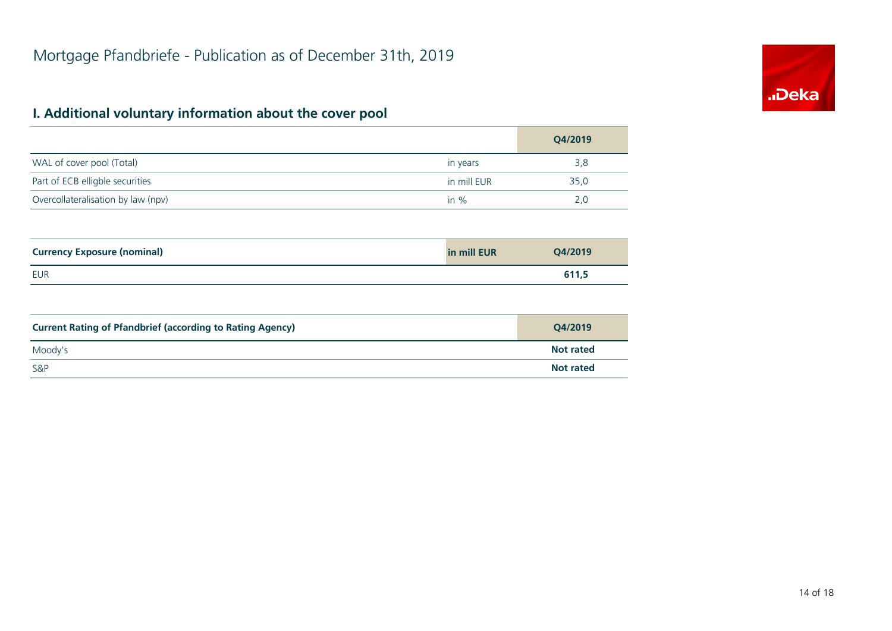# Mortgage Pfandbriefe - Publication as of December 31th, 2019

## I. Additional voluntary information about the cover pool

| | | Q4/2019 |
|---|---|---|
| WAL of cover pool (Total) | in years | 3,8 |
| Part of ECB elligble securities | in mill EUR | 35,0 |
| Overcollateralisation by law (npv) | in % | 2,0 |

| **Currency Exposure (nominal)** | **in mill EUR** | **Q4/2019** |
|---|---|---|
| EUR | | **611,5** |

| **Current Rating of Pfandbrief (according to Rating Agency)** | **Q4/2019** |
|---|---|
| Moody's | **Not rated** |
| S&P | **Not rated** |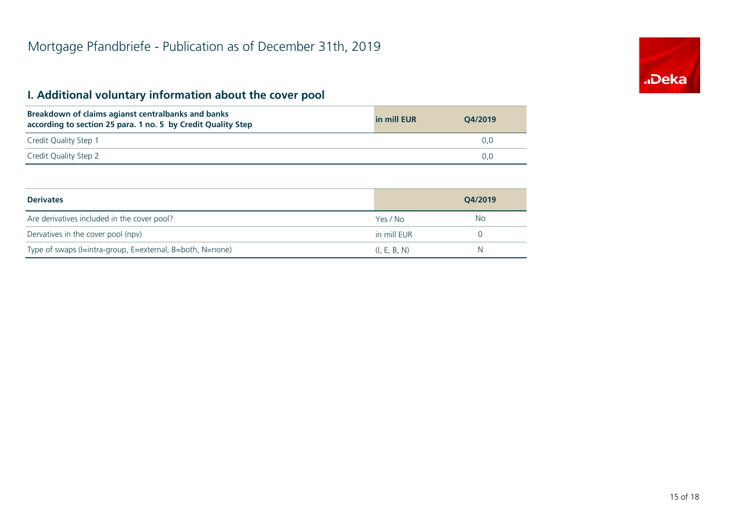# Mortgage Pfandbriefe - Publication as of December 31th, 2019

## I. Additional voluntary information about the cover pool

| Breakdown of claims agianst centralbanks and banks according to section 25 para. 1 no. 5 by Credit Quality Step | in mill EUR | Q4/2019 |
| --- | --- | --- |
| Credit Quality Step 1 | | 0,0 |
| Credit Quality Step 2 | | 0,0 |

| Derivates | | Q4/2019 |
| --- | --- | --- |
| Are derivatives included in the cover pool? | Yes / No | No |
| Dervatives in the cover pool (npv) | in mill EUR | 0 |
| Type of swaps (I=intra-group, E=external, B=both, N=none) | (I, E, B, N) | N |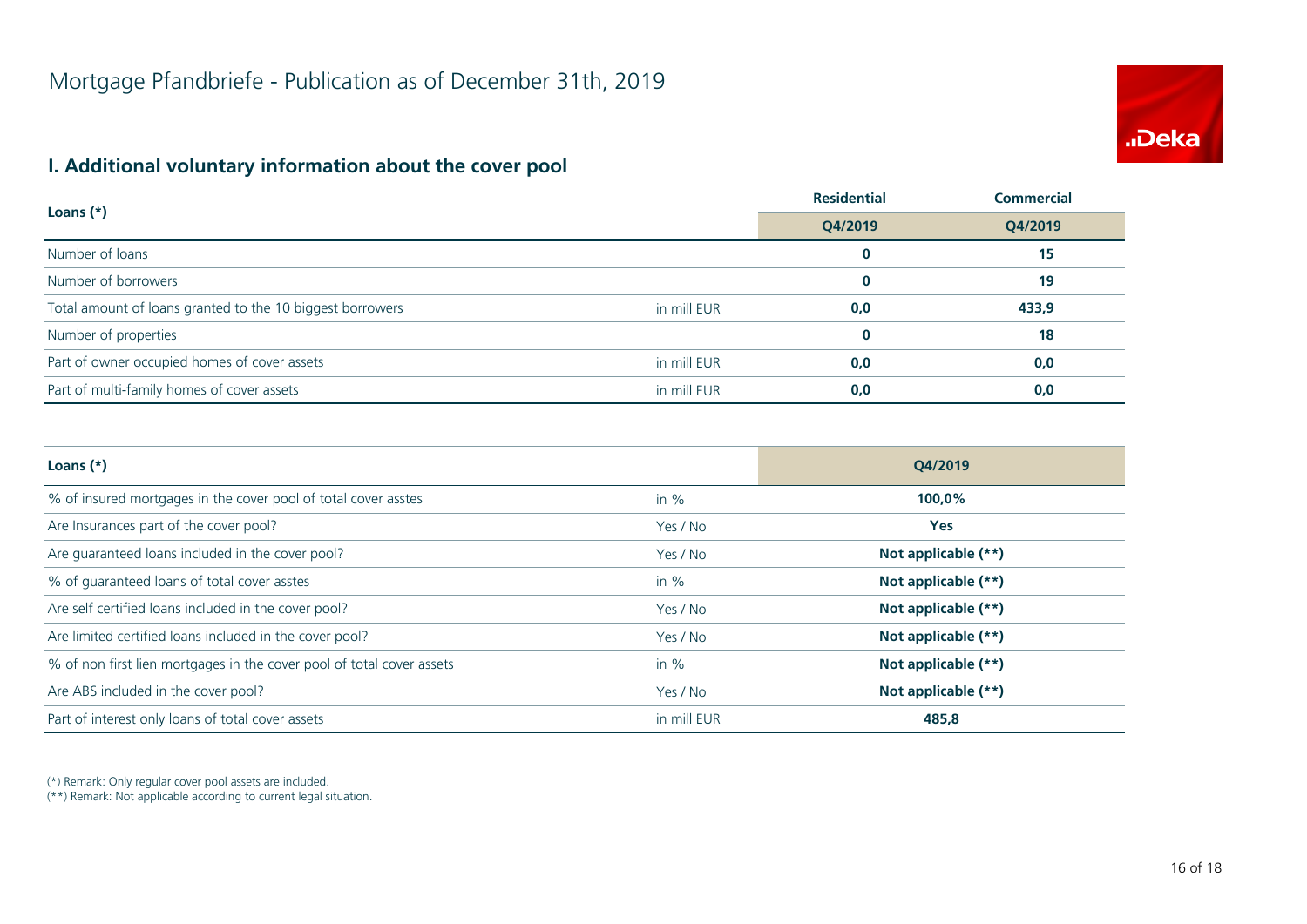# Mortgage Pfandbriefe - Publication as of December 31th, 2019

## I. Additional voluntary information about the cover pool

| Loans (*) | | Residential | Commercial |
|---|---|---|---|
| | | Q4/2019 | Q4/2019 |
| Number of loans | | **0** | **15** |
| Number of borrowers | | **0** | **19** |
| Total amount of loans granted to the 10 biggest borrowers | in mill EUR | **0,0** | **433,9** |
| Number of properties | | **0** | **18** |
| Part of owner occupied homes of cover assets | in mill EUR | **0,0** | **0,0** |
| Part of multi-family homes of cover assets | in mill EUR | **0,0** | **0,0** |

| Loans (*) | | Q4/2019 |
|---|---|---|
| % of insured mortgages in the cover pool of total cover asstes | in % | **100,0%** |
| Are Insurances part of the cover pool? | Yes / No | **Yes** |
| Are guaranteed loans included in the cover pool? | Yes / No | **Not applicable (**)** |
| % of guaranteed loans of total cover asstes | in % | **Not applicable (**)** |
| Are self certified loans included in the cover pool? | Yes / No | **Not applicable (**)** |
| Are limited certified loans included in the cover pool? | Yes / No | **Not applicable (**)** |
| % of non first lien mortgages in the cover pool of total cover assets | in % | **Not applicable (**)** |
| Are ABS included in the cover pool? | Yes / No | **Not applicable (**)** |
| Part of interest only loans of total cover assets | in mill EUR | **485,8** |

(*) Remark: Only regular cover pool assets are included.
(**) Remark: Not applicable according to current legal situation.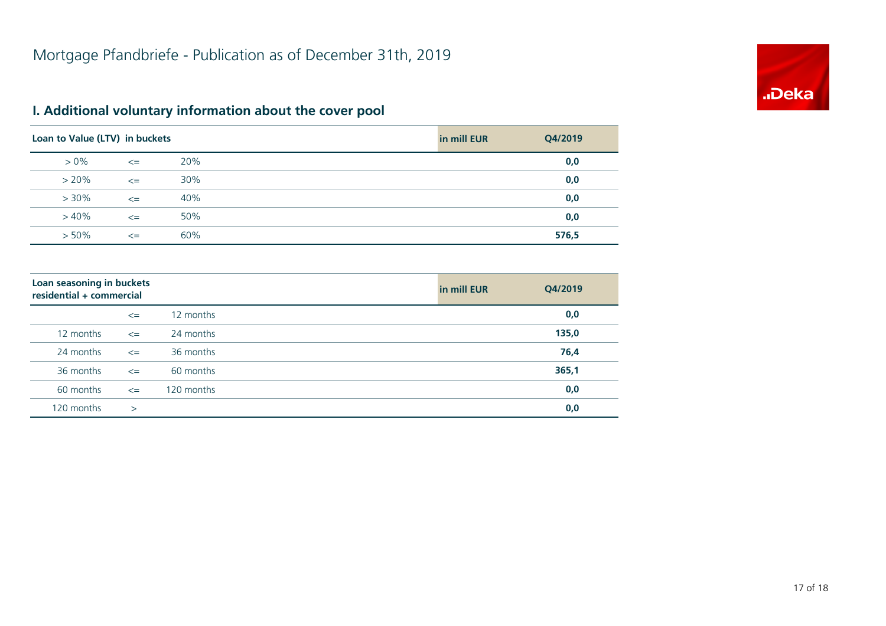# Mortgage Pfandbriefe - Publication as of December 31th, 2019

## I. Additional voluntary information about the cover pool

| Loan to Value (LTV) in buckets | | | in mill EUR | Q4/2019 |
|---|---|---|---|---|
| > 0% | <= | 20% | | **0,0** |
| > 20% | <= | 30% | | **0,0** |
| > 30% | <= | 40% | | **0,0** |
| > 40% | <= | 50% | | **0,0** |
| > 50% | <= | 60% | | **576,5** |

| Loan seasoning in buckets residential + commercial | | | in mill EUR | Q4/2019 |
|---|---|---|---|---|
| | <= | 12 months | | **0,0** |
| 12 months | <= | 24 months | | **135,0** |
| 24 months | <= | 36 months | | **76,4** |
| 36 months | <= | 60 months | | **365,1** |
| 60 months | <= | 120 months | | **0,0** |
| 120 months | > | | | **0,0** |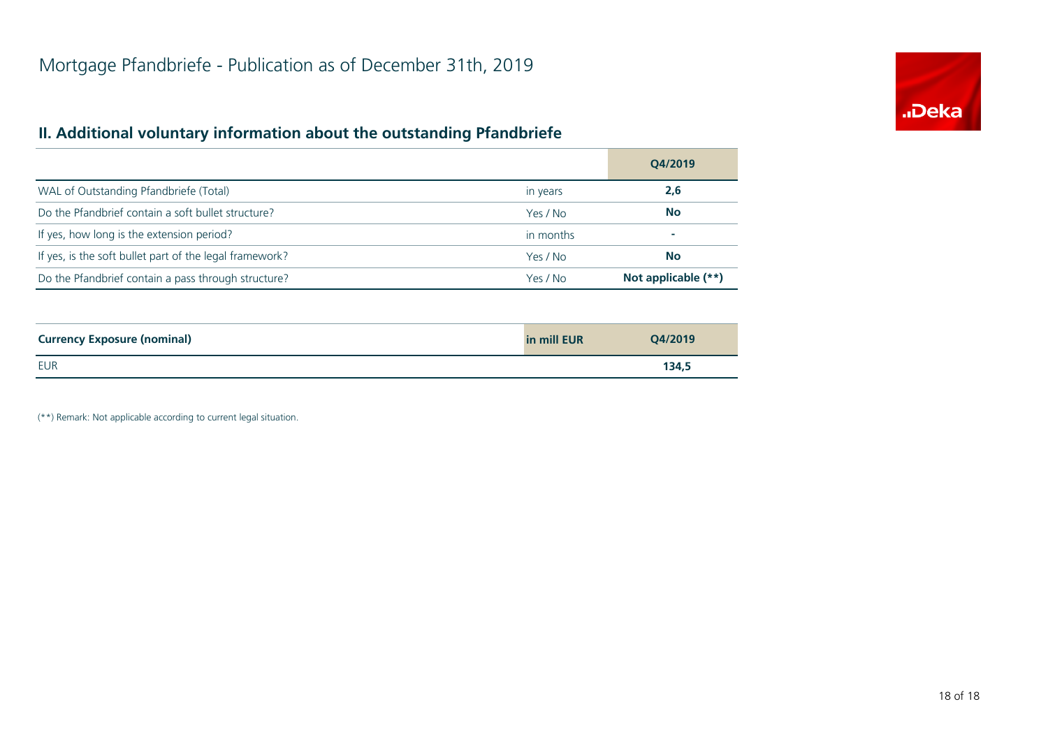# Mortgage Pfandbriefe - Publication as of December 31th, 2019

## II. Additional voluntary information about the outstanding Pfandbriefe

| | | Q4/2019 |
|---|---|---|
| WAL of Outstanding Pfandbriefe (Total) | in years | **2,6** |
| Do the Pfandbrief contain a soft bullet structure? | Yes / No | **No** |
| If yes, how long is the extension period? | in months | **-** |
| If yes, is the soft bullet part of the legal framework? | Yes / No | **No** |
| Do the Pfandbrief contain a pass through structure? | Yes / No | **Not applicable (**)** |

| Currency Exposure (nominal) | in mill EUR | Q4/2019 |
|---|---|---|
| EUR | | **134,5** |

(**) Remark: Not applicable according to current legal situation.